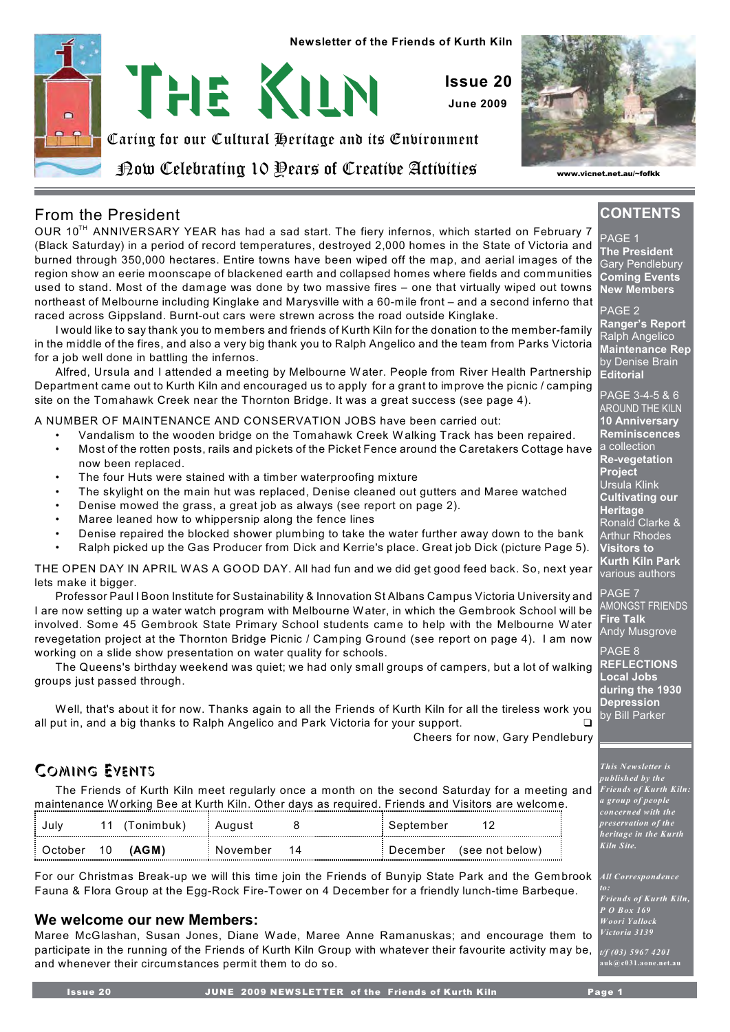Newsletter of the Friends of Kurth Kiln

# THE KILN

**Issue 20**

**June 2009**

Caring for our Cultural Heritage and its Environment

Now Celebrating 10 Years of Creative Activities

www.vicnet.net.au/~fofkk

## From the President

OUR 10TH ANNIVERSARY YEAR has had a sad start. The fiery infernos, which started on February 7 (Black Saturday) in a period of record temperatures, destroyed 2,000 homes in the State of Victoria and burned through 350,000 hectares. Entire towns have been wiped off the map, and aerial images of the region show an eerie moonscape of blackened earth and collapsed homes where fields and communities used to stand. Most of the damage was done by two massive fires – one that virtually wiped out towns northeast of Melbourne including Kinglake and Marysville with a 60-mile front – and a second inferno that raced across Gippsland. Burnt-out cars were strewn across the road outside Kinglake.

I would like to say thank you to members and friends of Kurth Kiln for the donation to the member-family in the middle of the fires, and also a very big thank you to Ralph Angelico and the team from Parks Victoria for a job well done in battling the infernos.

Alfred, Ursula and I attended a meeting by Melbourne Water. People from River Health Partnership Department came out to Kurth Kiln and encouraged us to apply for a grant to improve the picnic / camping site on the Tomahawk Creek near the Thornton Bridge. It was a great success (see page 4).

A NUMBER OF MAINTENANCE AND CONSERVATION JOBS have been carried out:

- Vandalism to the wooden bridge on the Tomahawk Creek Walking Track has been repaired.
- Most of the rotten posts, rails and pickets of the Picket Fence around the Caretakers Cottage have now been replaced.
- The four Huts were stained with a timber waterproofing mixture
- The skylight on the main hut was replaced, Denise cleaned out gutters and Maree watched
- Denise mowed the grass, a great job as always (see report on page 2).
- Maree leaned how to whippersnip along the fence lines
- Denise repaired the blocked shower plumbing to take the water further away down to the bank
- Ralph picked up the Gas Producer from Dick and Kerrie's place. Great job Dick (picture Page 5).

THE OPEN DAY IN APRIL WAS A GOOD DAY. All had fun and we did get good feed back. So, next year lets make it bigger.

Professor Paul I Boon Institute for Sustainability & Innovation St Albans Campus Victoria University and I are now setting up a water watch program with Melbourne Water, in which the Gembrook School will be involved. Some 45 Gembrook State Primary School students came to help with the Melbourne Water revegetation project at the Thornton Bridge Picnic / Camping Ground (see report on page 4). I am now working on a slide show presentation on water quality for schools.

The Queens's birthday weekend was quiet; we had only small groups of campers, but a lot of walking groups just passed through.

Well, that's about it for now. Thanks again to all the Friends of Kurth Kiln for all the tireless work you all put in, and a big thanks to Ralph Angelico and Park Victoria for your support. ❑

Cheers for now, Gary Pendlebury

## Coming Events

The Friends of Kurth Kiln meet regularly once a month on the second Saturday for a meeting and maintenance Working Bee at Kurth Kiln. Other days as required. Friends and Visitors are welcome.

| | | |
|---|---|---|
| July 11 (Tonimbuk) | August 8 | September 12 |
| October 10 **(AGM)** | November 14 | December (see not below) |

For our Christmas Break-up we will this time join the Friends of Bunyip State Park and the Gembrook Fauna & Flora Group at the Egg-Rock Fire-Tower on 4 December for a friendly lunch-time Barbeque.

### We welcome our new Members:

Maree McGlashan, Susan Jones, Diane Wade, Maree Anne Ramanuskas; and encourage them to participate in the running of the Friends of Kurth Kiln Group with whatever their favourite activity may be, and whenever their circumstances permit them to do so.

## CONTENTS

PAGE 1
**The President**
Gary Pendlebury
**Coming Events**
**New Members**

PAGE 2
**Ranger's Report**
Ralph Angelico
**Maintenance Rep**
by Denise Brain
**Editorial**

PAGE 3-4-5 & 6
AROUND THE KILN
**10 Anniversary Reminiscences**
a collection
**Re-vegetation Project**
Ursula Klink
**Cultivating our Heritage**
Ronald Clarke & Arthur Rhodes
**Visitors to Kurth Kiln Park**
various authors

PAGE 7
AMONGST FRIENDS
**Fire Talk**
Andy Musgrove

PAGE 8
**REFLECTIONS**
**Local Jobs during the 1930 Depression**
by Bill Parker

*This Newsletter is published by the Friends of Kurth Kiln: a group of people concerned with the preservation of the heritage in the Kurth Kiln Site.*

*All Correspondence to:*
*Friends of Kurth Kiln,*
*P O Box 169*
*Woori Yallock*
*Victoria 3139*

*t/f (03) 5967 4201*
*auk@c031.aone.net.au*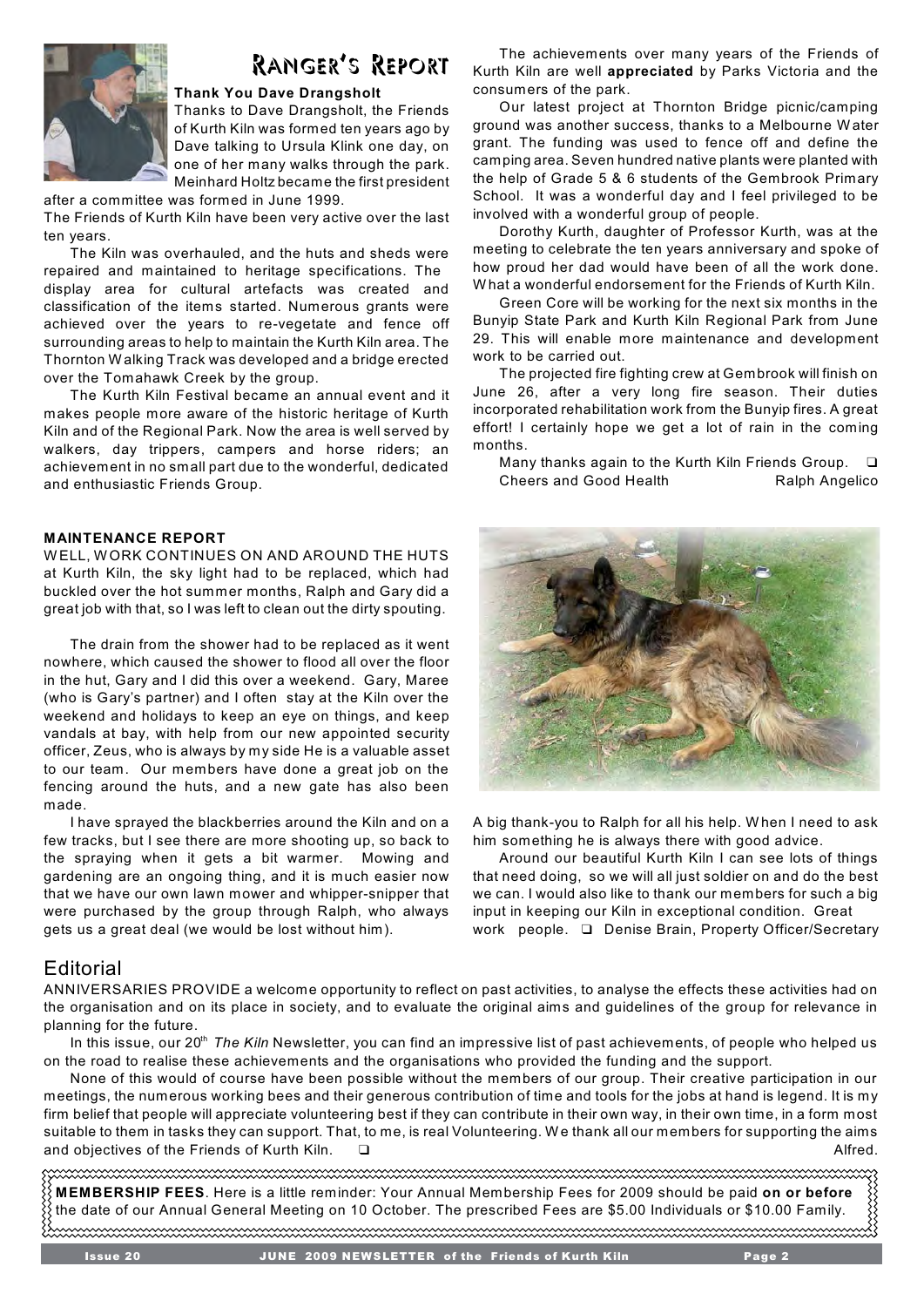# Ranger's Report

**Thank You Dave Drangsholt**

Thanks to Dave Drangsholt, the Friends of Kurth Kiln was formed ten years ago by Dave talking to Ursula Klink one day, on one of her many walks through the park. Meinhard Holtz became the first president after a committee was formed in June 1999.

The Friends of Kurth Kiln have been very active over the last ten years.

The Kiln was overhauled, and the huts and sheds were repaired and maintained to heritage specifications. The display area for cultural artefacts was created and classification of the items started. Numerous grants were achieved over the years to re-vegetate and fence off surrounding areas to help to maintain the Kurth Kiln area. The Thornton Walking Track was developed and a bridge erected over the Tomahawk Creek by the group.

The Kurth Kiln Festival became an annual event and it makes people more aware of the historic heritage of Kurth Kiln and of the Regional Park. Now the area is well served by walkers, day trippers, campers and horse riders; an achievement in no small part due to the wonderful, dedicated and enthusiastic Friends Group.

The achievements over many years of the Friends of Kurth Kiln are well **appreciated** by Parks Victoria and the consumers of the park.

Our latest project at Thornton Bridge picnic/camping ground was another success, thanks to a Melbourne Water grant. The funding was used to fence off and define the camping area. Seven hundred native plants were planted with the help of Grade 5 & 6 students of the Gembrook Primary School. It was a wonderful day and I feel privileged to be involved with a wonderful group of people.

Dorothy Kurth, daughter of Professor Kurth, was at the meeting to celebrate the ten years anniversary and spoke of how proud her dad would have been of all the work done. What a wonderful endorsement for the Friends of Kurth Kiln.

Green Core will be working for the next six months in the Bunyip State Park and Kurth Kiln Regional Park from June 29. This will enable more maintenance and development work to be carried out.

The projected fire fighting crew at Gembrook will finish on June 26, after a very long fire season. Their duties incorporated rehabilitation work from the Bunyip fires. A great effort! I certainly hope we get a lot of rain in the coming months.

Many thanks again to the Kurth Kiln Friends Group. ❑

Cheers and Good Health — Ralph Angelico

## MAINTENANCE REPORT

WELL, WORK CONTINUES ON AND AROUND THE HUTS at Kurth Kiln, the sky light had to be replaced, which had buckled over the hot summer months, Ralph and Gary did a great job with that, so I was left to clean out the dirty spouting.

The drain from the shower had to be replaced as it went nowhere, which caused the shower to flood all over the floor in the hut, Gary and I did this over a weekend. Gary, Maree (who is Gary's partner) and I often stay at the Kiln over the weekend and holidays to keep an eye on things, and keep vandals at bay, with help from our new appointed security officer, Zeus, who is always by my side He is a valuable asset to our team. Our members have done a great job on the fencing around the huts, and a new gate has also been made.

I have sprayed the blackberries around the Kiln and on a few tracks, but I see there are more shooting up, so back to the spraying when it gets a bit warmer. Mowing and gardening are an ongoing thing, and it is much easier now that we have our own lawn mower and whipper-snipper that were purchased by the group through Ralph, who always gets us a great deal (we would be lost without him).

A big thank-you to Ralph for all his help. When I need to ask him something he is always there with good advice.

Around our beautiful Kurth Kiln I can see lots of things that need doing, so we will all just soldier on and do the best we can. I would also like to thank our members for such a big input in keeping our Kiln in exceptional condition. Great work people. ❑ Denise Brain, Property Officer/Secretary

## Editorial

ANNIVERSARIES PROVIDE a welcome opportunity to reflect on past activities, to analyse the effects these activities had on the organisation and on its place in society, and to evaluate the original aims and guidelines of the group for relevance in planning for the future.

In this issue, our 20th *The Kiln* Newsletter, you can find an impressive list of past achievements, of people who helped us on the road to realise these achievements and the organisations who provided the funding and the support.

None of this would of course have been possible without the members of our group. Their creative participation in our meetings, the numerous working bees and their generous contribution of time and tools for the jobs at hand is legend. It is my firm belief that people will appreciate volunteering best if they can contribute in their own way, in their own time, in a form most suitable to them in tasks they can support. That, to me, is real Volunteering. We thank all our members for supporting the aims and objectives of the Friends of Kurth Kiln. ❑ Alfred.

**MEMBERSHIP FEES**. Here is a little reminder: Your Annual Membership Fees for 2009 should be paid **on or before** the date of our Annual General Meeting on 10 October. The prescribed Fees are $5.00 Individuals or $10.00 Family.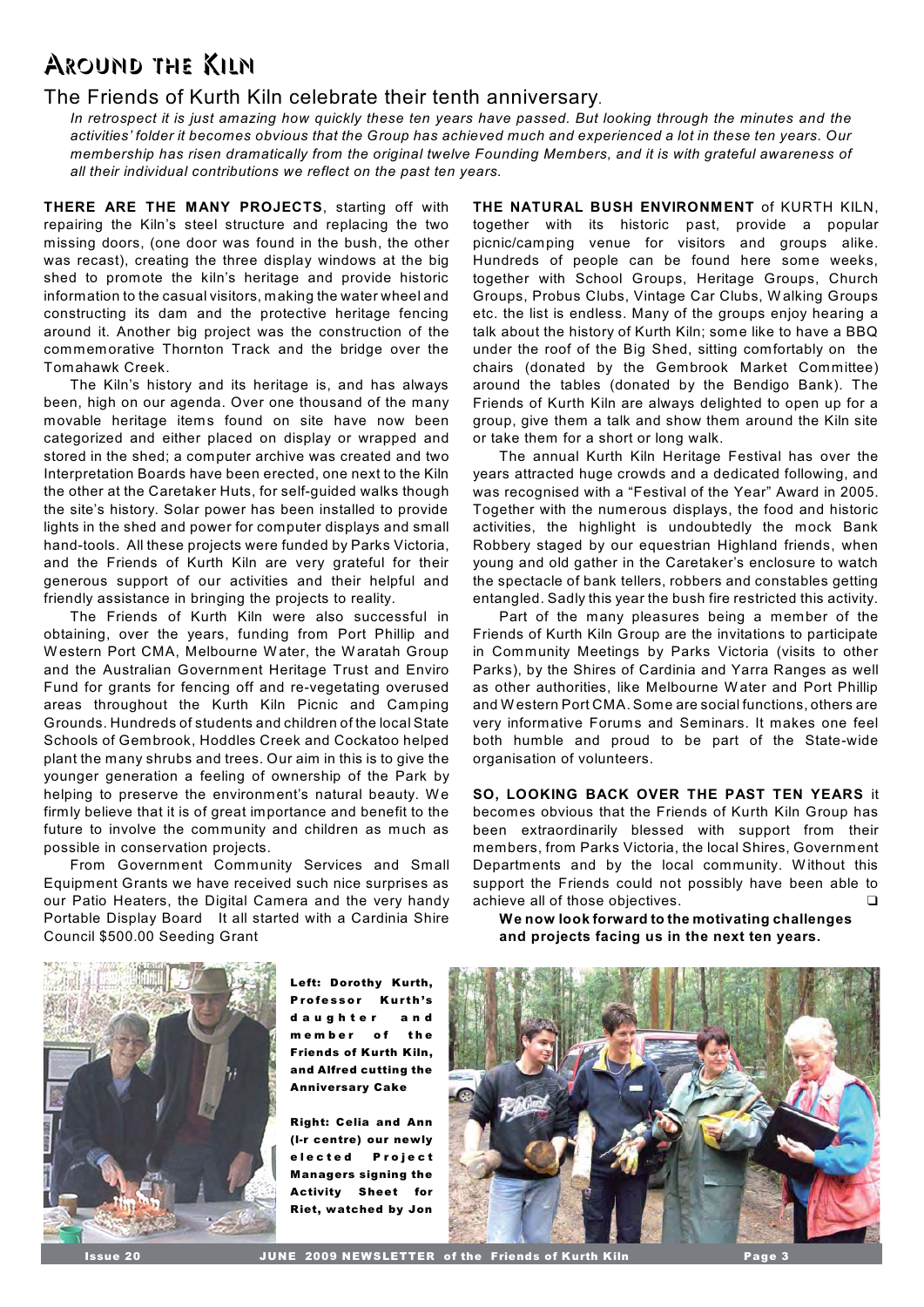# Around the Kiln

## The Friends of Kurth Kiln celebrate their tenth anniversary.

*In retrospect it is just amazing how quickly these ten years have passed. But looking through the minutes and the activities' folder it becomes obvious that the Group has achieved much and experienced a lot in these ten years. Our membership has risen dramatically from the original twelve Founding Members, and it is with grateful awareness of all their individual contributions we reflect on the past ten years.*

**THERE ARE THE MANY PROJECTS**, starting off with repairing the Kiln's steel structure and replacing the two missing doors, (one door was found in the bush, the other was recast), creating the three display windows at the big shed to promote the kiln's heritage and provide historic information to the casual visitors, making the water wheel and constructing its dam and the protective heritage fencing around it. Another big project was the construction of the commemorative Thornton Track and the bridge over the Tomahawk Creek.

The Kiln's history and its heritage is, and has always been, high on our agenda. Over one thousand of the many movable heritage items found on site have now been categorized and either placed on display or wrapped and stored in the shed; a computer archive was created and two Interpretation Boards have been erected, one next to the Kiln the other at the Caretaker Huts, for self-guided walks though the site's history. Solar power has been installed to provide lights in the shed and power for computer displays and small hand-tools. All these projects were funded by Parks Victoria, and the Friends of Kurth Kiln are very grateful for their generous support of our activities and their helpful and friendly assistance in bringing the projects to reality.

The Friends of Kurth Kiln were also successful in obtaining, over the years, funding from Port Phillip and Western Port CMA, Melbourne Water, the Waratah Group and the Australian Government Heritage Trust and Enviro Fund for grants for fencing off and re-vegetating overused areas throughout the Kurth Kiln Picnic and Camping Grounds. Hundreds of students and children of the local State Schools of Gembrook, Hoddles Creek and Cockatoo helped plant the many shrubs and trees. Our aim in this is to give the younger generation a feeling of ownership of the Park by helping to preserve the environment's natural beauty. We firmly believe that it is of great importance and benefit to the future to involve the community and children as much as possible in conservation projects.

From Government Community Services and Small Equipment Grants we have received such nice surprises as our Patio Heaters, the Digital Camera and the very handy Portable Display Board It all started with a Cardinia Shire Council $500.00 Seeding Grant

**THE NATURAL BUSH ENVIRONMENT** of KURTH KILN, together with its historic past, provide a popular picnic/camping venue for visitors and groups alike. Hundreds of people can be found here some weeks, together with School Groups, Heritage Groups, Church Groups, Probus Clubs, Vintage Car Clubs, Walking Groups etc. the list is endless. Many of the groups enjoy hearing a talk about the history of Kurth Kiln; some like to have a BBQ under the roof of the Big Shed, sitting comfortably on the chairs (donated by the Gembrook Market Committee) around the tables (donated by the Bendigo Bank). The Friends of Kurth Kiln are always delighted to open up for a group, give them a talk and show them around the Kiln site or take them for a short or long walk.

The annual Kurth Kiln Heritage Festival has over the years attracted huge crowds and a dedicated following, and was recognised with a "Festival of the Year" Award in 2005. Together with the numerous displays, the food and historic activities, the highlight is undoubtedly the mock Bank Robbery staged by our equestrian Highland friends, when young and old gather in the Caretaker's enclosure to watch the spectacle of bank tellers, robbers and constables getting entangled. Sadly this year the bush fire restricted this activity.

Part of the many pleasures being a member of the Friends of Kurth Kiln Group are the invitations to participate in Community Meetings by Parks Victoria (visits to other Parks), by the Shires of Cardinia and Yarra Ranges as well as other authorities, like Melbourne Water and Port Phillip and Western Port CMA. Some are social functions, others are very informative Forums and Seminars. It makes one feel both humble and proud to be part of the State-wide organisation of volunteers.

**SO, LOOKING BACK OVER THE PAST TEN YEARS** it becomes obvious that the Friends of Kurth Kiln Group has been extraordinarily blessed with support from their members, from Parks Victoria, the local Shires, Government Departments and by the local community. Without this support the Friends could not possibly have been able to achieve all of those objectives. ❑

**We now look forward to the motivating challenges and projects facing us in the next ten years.**

**Left: Dorothy Kurth, Professor Kurth's daughter and member of the Friends of Kurth Kiln, and Alfred cutting the Anniversary Cake**

**Right: Celia and Ann (l-r centre) our newly elected Project Managers signing the Activity Sheet for Riet, watched by Jon**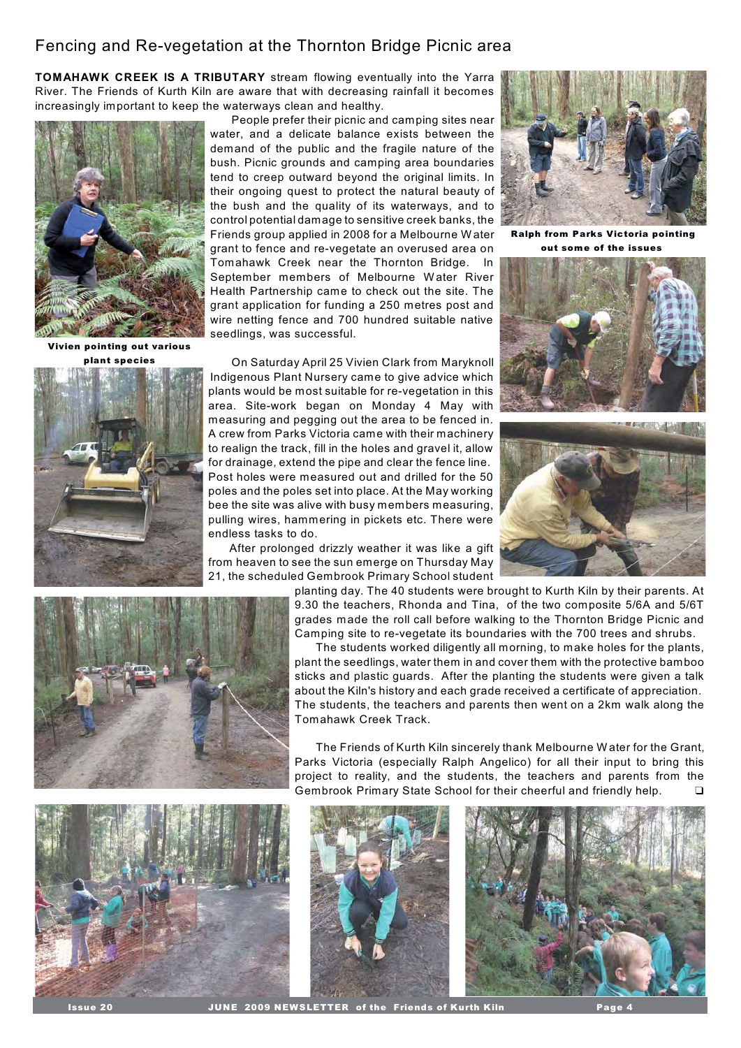# Fencing and Re-vegetation at the Thornton Bridge Picnic area

**TOMAHAWK CREEK IS A TRIBUTARY** stream flowing eventually into the Yarra River. The Friends of Kurth Kiln are aware that with decreasing rainfall it becomes increasingly important to keep the waterways clean and healthy.

People prefer their picnic and camping sites near water, and a delicate balance exists between the demand of the public and the fragile nature of the bush. Picnic grounds and camping area boundaries tend to creep outward beyond the original limits. In their ongoing quest to protect the natural beauty of the bush and the quality of its waterways, and to control potential damage to sensitive creek banks, the Friends group applied in 2008 for a Melbourne Water grant to fence and re-vegetate an overused area on Tomahawk Creek near the Thornton Bridge. In September members of Melbourne Water River Health Partnership came to check out the site. The grant application for funding a 250 metres post and wire netting fence and 700 hundred suitable native seedlings, was successful.

Vivien pointing out various plant species

Ralph from Parks Victoria pointing out some of the issues

On Saturday April 25 Vivien Clark from Maryknoll Indigenous Plant Nursery came to give advice which plants would be most suitable for re-vegetation in this area. Site-work began on Monday 4 May with measuring and pegging out the area to be fenced in. A crew from Parks Victoria came with their machinery to realign the track, fill in the holes and gravel it, allow for drainage, extend the pipe and clear the fence line. Post holes were measured out and drilled for the 50 poles and the poles set into place. At the May working bee the site was alive with busy members measuring, pulling wires, hammering in pickets etc. There were endless tasks to do.

After prolonged drizzly weather it was like a gift from heaven to see the sun emerge on Thursday May 21, the scheduled Gembrook Primary School student planting day. The 40 students were brought to Kurth Kiln by their parents. At 9.30 the teachers, Rhonda and Tina, of the two composite 5/6A and 5/6T grades made the roll call before walking to the Thornton Bridge Picnic and Camping site to re-vegetate its boundaries with the 700 trees and shrubs.

The students worked diligently all morning, to make holes for the plants, plant the seedlings, water them in and cover them with the protective bamboo sticks and plastic guards. After the planting the students were given a talk about the Kiln's history and each grade received a certificate of appreciation. The students, the teachers and parents then went on a 2km walk along the Tomahawk Creek Track.

The Friends of Kurth Kiln sincerely thank Melbourne Water for the Grant, Parks Victoria (especially Ralph Angelico) for all their input to bring this project to reality, and the students, the teachers and parents from the Gembrook Primary State School for their cheerful and friendly help. ❑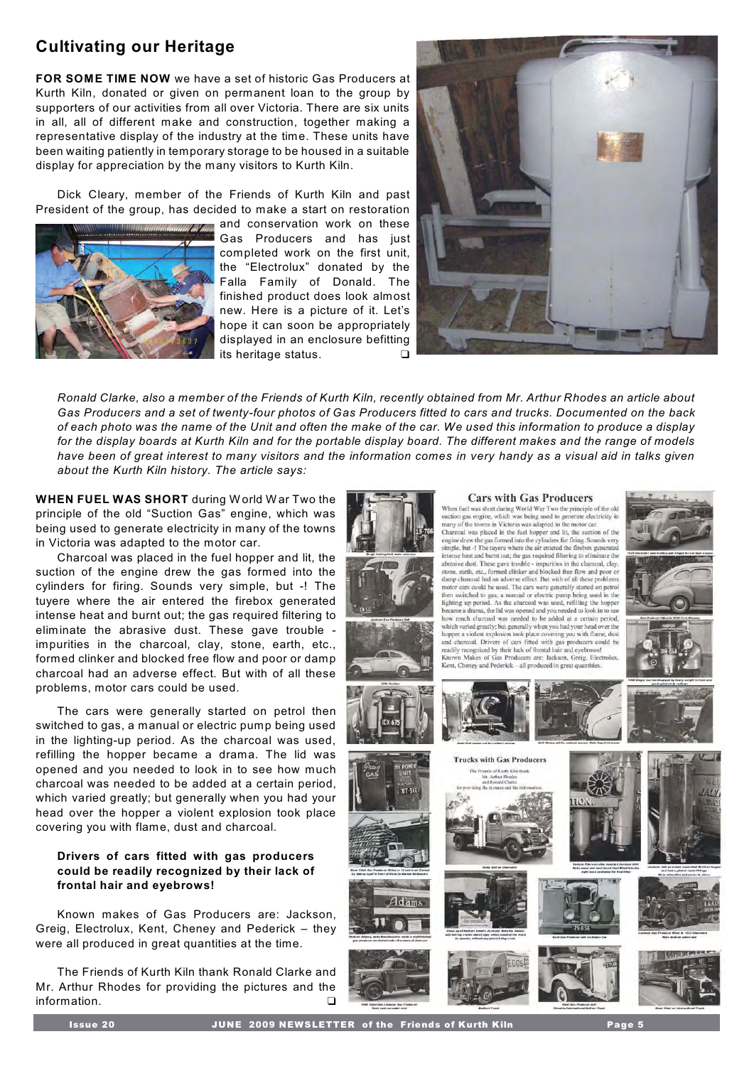## Cultivating our Heritage

**FOR SOME TIME NOW** we have a set of historic Gas Producers at Kurth Kiln, donated or given on permanent loan to the group by supporters of our activities from all over Victoria. There are six units in all, all of different make and construction, together making a representative display of the industry at the time. These units have been waiting patiently in temporary storage to be housed in a suitable display for appreciation by the many visitors to Kurth Kiln.

Dick Cleary, member of the Friends of Kurth Kiln and past President of the group, has decided to make a start on restoration and conservation work on these Gas Producers and has just completed work on the first unit, the "Electrolux" donated by the Falla Family of Donald. The finished product does look almost new. Here is a picture of it. Let's hope it can soon be appropriately displayed in an enclosure befitting its heritage status. ❑

*Ronald Clarke, also a member of the Friends of Kurth Kiln, recently obtained from Mr. Arthur Rhodes an article about Gas Producers and a set of twenty-four photos of Gas Producers fitted to cars and trucks. Documented on the back of each photo was the name of the Unit and often the make of the car. We used this information to produce a display for the display boards at Kurth Kiln and for the portable display board. The different makes and the range of models have been of great interest to many visitors and the information comes in very handy as a visual aid in talks given about the Kurth Kiln history. The article says:*

**WHEN FUEL WAS SHORT** during World War Two the principle of the old "Suction Gas" engine, which was being used to generate electricity in many of the towns in Victoria was adapted to the motor car.

Charcoal was placed in the fuel hopper and lit, the suction of the engine drew the gas formed into the cylinders for firing. Sounds very simple, but -! The tuyere where the air entered the firebox generated intense heat and burnt out; the gas required filtering to eliminate the abrasive dust. These gave trouble - impurities in the charcoal, clay, stone, earth, etc., formed clinker and blocked free flow and poor or damp charcoal had an adverse effect. But with of all these problems, motor cars could be used.

The cars were generally started on petrol then switched to gas, a manual or electric pump being used in the lighting-up period. As the charcoal was used, refilling the hopper became a drama. The lid was opened and you needed to look in to see how much charcoal was needed to be added at a certain period, which varied greatly; but generally when you had your head over the hopper a violent explosion took place covering you with flame, dust and charcoal.

**Drivers of cars fitted with gas producers could be readily recognized by their lack of frontal hair and eyebrows!**

Known makes of Gas Producers are: Jackson, Greig, Electrolux, Kent, Cheney and Pederick – they were all produced in great quantities at the time.

The Friends of Kurth Kiln thank Ronald Clarke and Mr. Arthur Rhodes for providing the pictures and the information. ❑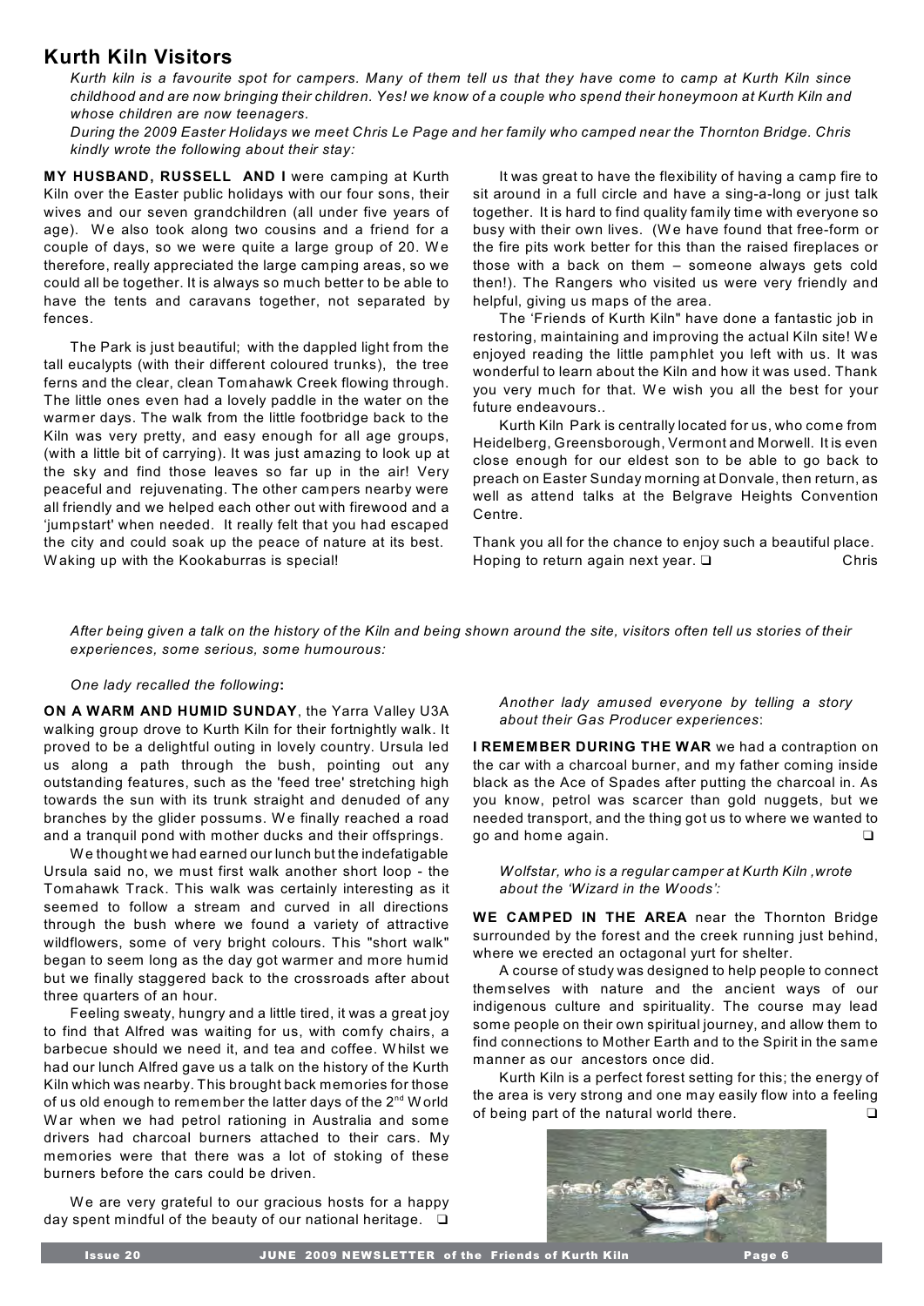## Kurth Kiln Visitors

*Kurth kiln is a favourite spot for campers. Many of them tell us that they have come to camp at Kurth Kiln since childhood and are now bringing their children. Yes! we know of a couple who spend their honeymoon at Kurth Kiln and whose children are now teenagers.*

*During the 2009 Easter Holidays we meet Chris Le Page and her family who camped near the Thornton Bridge. Chris kindly wrote the following about their stay:*

**MY HUSBAND, RUSSELL AND I** were camping at Kurth Kiln over the Easter public holidays with our four sons, their wives and our seven grandchildren (all under five years of age). We also took along two cousins and a friend for a couple of days, so we were quite a large group of 20. We therefore, really appreciated the large camping areas, so we could all be together. It is always so much better to be able to have the tents and caravans together, not separated by fences.

The Park is just beautiful; with the dappled light from the tall eucalypts (with their different coloured trunks), the tree ferns and the clear, clean Tomahawk Creek flowing through. The little ones even had a lovely paddle in the water on the warmer days. The walk from the little footbridge back to the Kiln was very pretty, and easy enough for all age groups, (with a little bit of carrying). It was just amazing to look up at the sky and find those leaves so far up in the air! Very peaceful and rejuvenating. The other campers nearby were all friendly and we helped each other out with firewood and a 'jumpstart' when needed. It really felt that you had escaped the city and could soak up the peace of nature at its best. Waking up with the Kookaburras is special!

It was great to have the flexibility of having a camp fire to sit around in a full circle and have a sing-a-long or just talk together. It is hard to find quality family time with everyone so busy with their own lives. (We have found that free-form or the fire pits work better for this than the raised fireplaces or those with a back on them – someone always gets cold then!). The Rangers who visited us were very friendly and helpful, giving us maps of the area.

The 'Friends of Kurth Kiln" have done a fantastic job in restoring, maintaining and improving the actual Kiln site! We enjoyed reading the little pamphlet you left with us. It was wonderful to learn about the Kiln and how it was used. Thank you very much for that. We wish you all the best for your future endeavours..

Kurth Kiln Park is centrally located for us, who come from Heidelberg, Greensborough, Vermont and Morwell. It is even close enough for our eldest son to be able to go back to preach on Easter Sunday morning at Donvale, then return, as well as attend talks at the Belgrave Heights Convention Centre.

Thank you all for the chance to enjoy such a beautiful place. Hoping to return again next year. ❑ Chris

*After being given a talk on the history of the Kiln and being shown around the site, visitors often tell us stories of their experiences, some serious, some humourous:*

*One lady recalled the following*:

**ON A WARM AND HUMID SUNDAY**, the Yarra Valley U3A walking group drove to Kurth Kiln for their fortnightly walk. It proved to be a delightful outing in lovely country. Ursula led us along a path through the bush, pointing out any outstanding features, such as the 'feed tree' stretching high towards the sun with its trunk straight and denuded of any branches by the glider possums. We finally reached a road and a tranquil pond with mother ducks and their offsprings.

We thought we had earned our lunch but the indefatigable Ursula said no, we must first walk another short loop - the Tomahawk Track. This walk was certainly interesting as it seemed to follow a stream and curved in all directions through the bush where we found a variety of attractive wildflowers, some of very bright colours. This "short walk" began to seem long as the day got warmer and more humid but we finally staggered back to the crossroads after about three quarters of an hour.

Feeling sweaty, hungry and a little tired, it was a great joy to find that Alfred was waiting for us, with comfy chairs, a barbecue should we need it, and tea and coffee. Whilst we had our lunch Alfred gave us a talk on the history of the Kurth Kiln which was nearby. This brought back memories for those of us old enough to remember the latter days of the 2nd World War when we had petrol rationing in Australia and some drivers had charcoal burners attached to their cars. My memories were that there was a lot of stoking of these burners before the cars could be driven.

We are very grateful to our gracious hosts for a happy day spent mindful of the beauty of our national heritage. ❑

*Another lady amused everyone by telling a story about their Gas Producer experiences*:

**I REMEMBER DURING THE WAR** we had a contraption on the car with a charcoal burner, and my father coming inside black as the Ace of Spades after putting the charcoal in. As you know, petrol was scarcer than gold nuggets, but we needed transport, and the thing got us to where we wanted to go and home again. ❑

*Wolfstar, who is a regular camper at Kurth Kiln ,wrote about the 'Wizard in the Woods':*

**WE CAMPED IN THE AREA** near the Thornton Bridge surrounded by the forest and the creek running just behind, where we erected an octagonal yurt for shelter.

A course of study was designed to help people to connect themselves with nature and the ancient ways of our indigenous culture and spirituality. The course may lead some people on their own spiritual journey, and allow them to find connections to Mother Earth and to the Spirit in the same manner as our ancestors once did.

Kurth Kiln is a perfect forest setting for this; the energy of the area is very strong and one may easily flow into a feeling of being part of the natural world there. ❑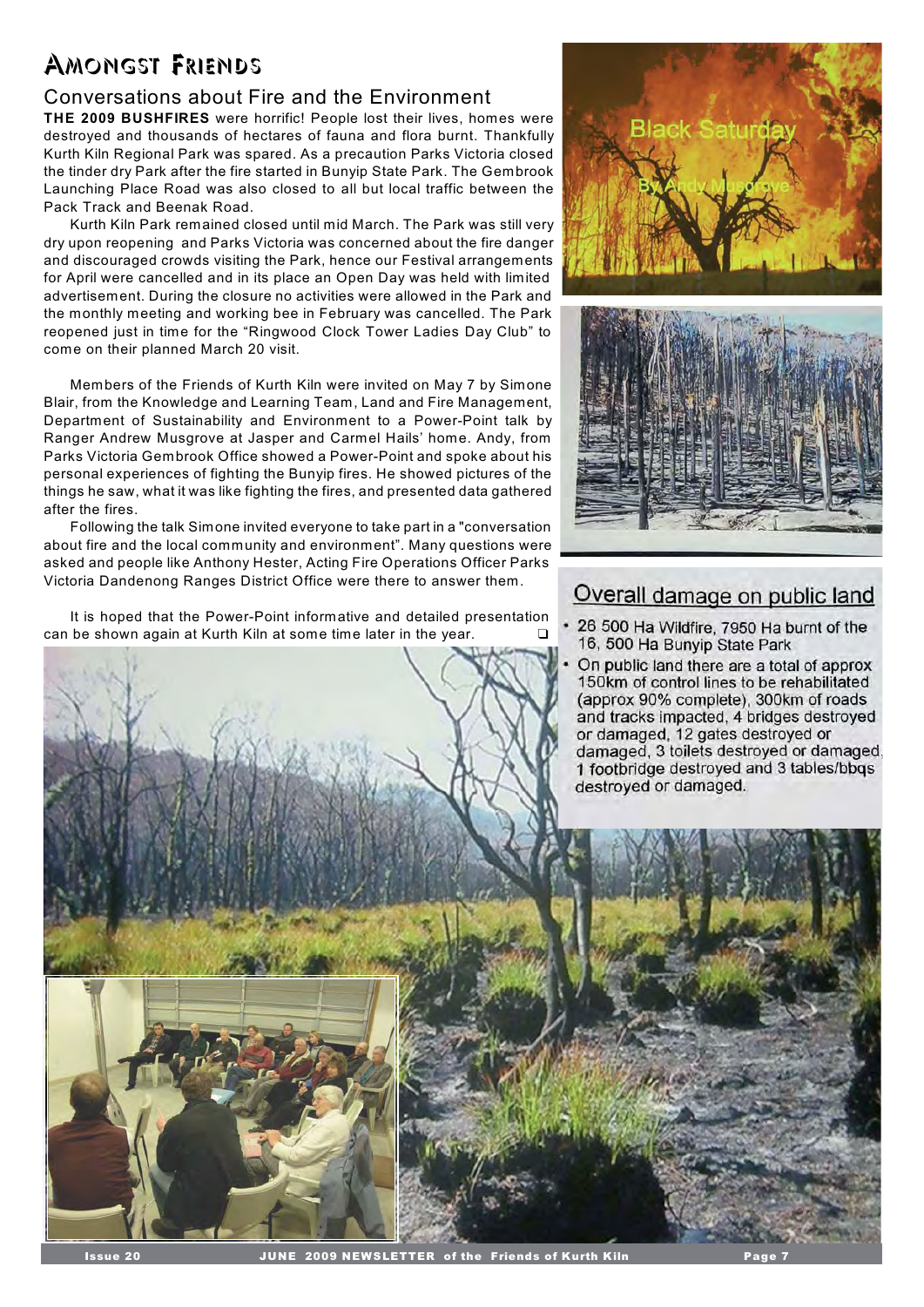# Amongst Friends

## Conversations about Fire and the Environment

**THE 2009 BUSHFIRES** were horrific! People lost their lives, homes were destroyed and thousands of hectares of fauna and flora burnt. Thankfully Kurth Kiln Regional Park was spared. As a precaution Parks Victoria closed the tinder dry Park after the fire started in Bunyip State Park. The Gembrook Launching Place Road was also closed to all but local traffic between the Pack Track and Beenak Road.

Kurth Kiln Park remained closed until mid March. The Park was still very dry upon reopening and Parks Victoria was concerned about the fire danger and discouraged crowds visiting the Park, hence our Festival arrangements for April were cancelled and in its place an Open Day was held with limited advertisement. During the closure no activities were allowed in the Park and the monthly meeting and working bee in February was cancelled. The Park reopened just in time for the "Ringwood Clock Tower Ladies Day Club" to come on their planned March 20 visit.

Members of the Friends of Kurth Kiln were invited on May 7 by Simone Blair, from the Knowledge and Learning Team, Land and Fire Management, Department of Sustainability and Environment to a Power-Point talk by Ranger Andrew Musgrove at Jasper and Carmel Hails' home. Andy, from Parks Victoria Gembrook Office showed a Power-Point and spoke about his personal experiences of fighting the Bunyip fires. He showed pictures of the things he saw, what it was like fighting the fires, and presented data gathered after the fires.

Following the talk Simone invited everyone to take part in a "conversation about fire and the local community and environment". Many questions were asked and people like Anthony Hester, Acting Fire Operations Officer Parks Victoria Dandenong Ranges District Office were there to answer them.

It is hoped that the Power-Point informative and detailed presentation can be shown again at Kurth Kiln at some time later in the year. ❑

Black Saturday
By Andy Musgrove

## Overall damage on public land

- 26 500 Ha Wildfire, 7950 Ha burnt of the 16, 500 Ha Bunyip State Park
- On public land there are a total of approx 150km of control lines to be rehabilitated (approx 90% complete), 300km of roads and tracks impacted, 4 bridges destroyed or damaged, 12 gates destroyed or damaged, 3 toilets destroyed or damaged, 1 footbridge destroyed and 3 tables/bbqs destroyed or damaged.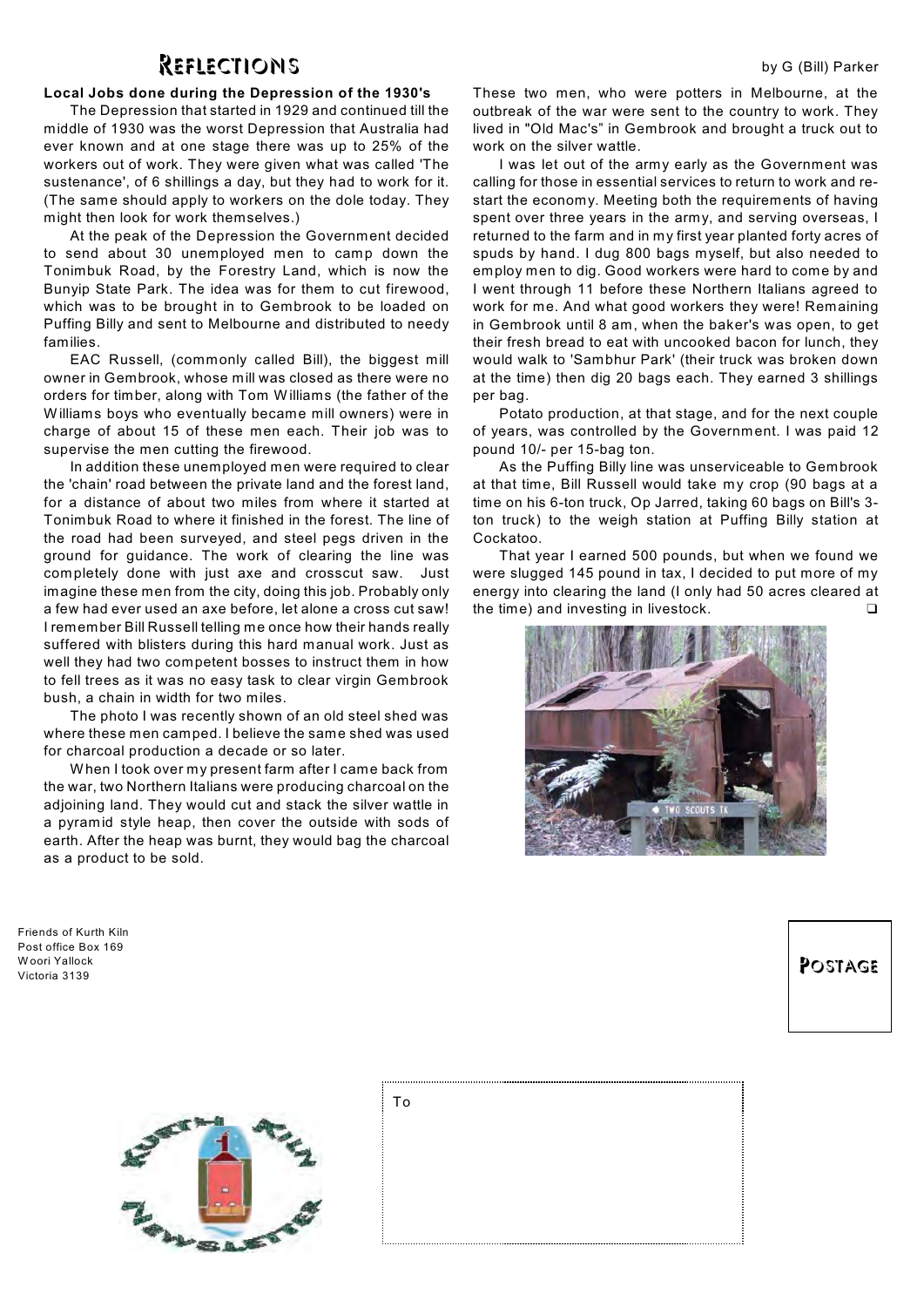# Reflections

by G (Bill) Parker

**Local Jobs done during the Depression of the 1930's**

The Depression that started in 1929 and continued till the middle of 1930 was the worst Depression that Australia had ever known and at one stage there was up to 25% of the workers out of work. They were given what was called 'The sustenance', of 6 shillings a day, but they had to work for it. (The same should apply to workers on the dole today. They might then look for work themselves.)

At the peak of the Depression the Government decided to send about 30 unemployed men to camp down the Tonimbuk Road, by the Forestry Land, which is now the Bunyip State Park. The idea was for them to cut firewood, which was to be brought in to Gembrook to be loaded on Puffing Billy and sent to Melbourne and distributed to needy families.

EAC Russell, (commonly called Bill), the biggest mill owner in Gembrook, whose mill was closed as there were no orders for timber, along with Tom Williams (the father of the Williams boys who eventually became mill owners) were in charge of about 15 of these men each. Their job was to supervise the men cutting the firewood.

In addition these unemployed men were required to clear the 'chain' road between the private land and the forest land, for a distance of about two miles from where it started at Tonimbuk Road to where it finished in the forest. The line of the road had been surveyed, and steel pegs driven in the ground for guidance. The work of clearing the line was completely done with just axe and crosscut saw. Just imagine these men from the city, doing this job. Probably only a few had ever used an axe before, let alone a cross cut saw! I remember Bill Russell telling me once how their hands really suffered with blisters during this hard manual work. Just as well they had two competent bosses to instruct them in how to fell trees as it was no easy task to clear virgin Gembrook bush, a chain in width for two miles.

The photo I was recently shown of an old steel shed was where these men camped. I believe the same shed was used for charcoal production a decade or so later.

When I took over my present farm after I came back from the war, two Northern Italians were producing charcoal on the adjoining land. They would cut and stack the silver wattle in a pyramid style heap, then cover the outside with sods of earth. After the heap was burnt, they would bag the charcoal as a product to be sold.

These two men, who were potters in Melbourne, at the outbreak of the war were sent to the country to work. They lived in "Old Mac's" in Gembrook and brought a truck out to work on the silver wattle.

I was let out of the army early as the Government was calling for those in essential services to return to work and re-start the economy. Meeting both the requirements of having spent over three years in the army, and serving overseas, I returned to the farm and in my first year planted forty acres of spuds by hand. I dug 800 bags myself, but also needed to employ men to dig. Good workers were hard to come by and I went through 11 before these Northern Italians agreed to work for me. And what good workers they were! Remaining in Gembrook until 8 am, when the baker's was open, to get their fresh bread to eat with uncooked bacon for lunch, they would walk to 'Sambhur Park' (their truck was broken down at the time) then dig 20 bags each. They earned 3 shillings per bag.

Potato production, at that stage, and for the next couple of years, was controlled by the Government. I was paid 12 pound 10/- per 15-bag ton.

As the Puffing Billy line was unserviceable to Gembrook at that time, Bill Russell would take my crop (90 bags at a time on his 6-ton truck, Op Jarred, taking 60 bags on Bill's 3-ton truck) to the weigh station at Puffing Billy station at Cockatoo.

That year I earned 500 pounds, but when we found we were slugged 145 pound in tax, I decided to put more of my energy into clearing the land (I only had 50 acres cleared at the time) and investing in livestock. ❑

Friends of Kurth Kiln
Post office Box 169
Woori Yallock
Victoria 3139

POSTAGE

To